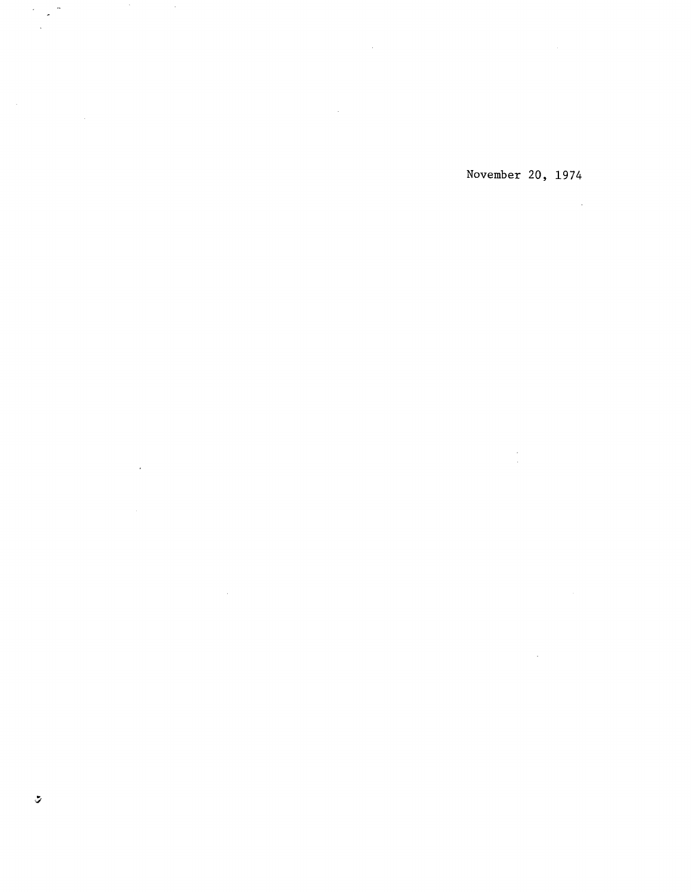November 20, 1974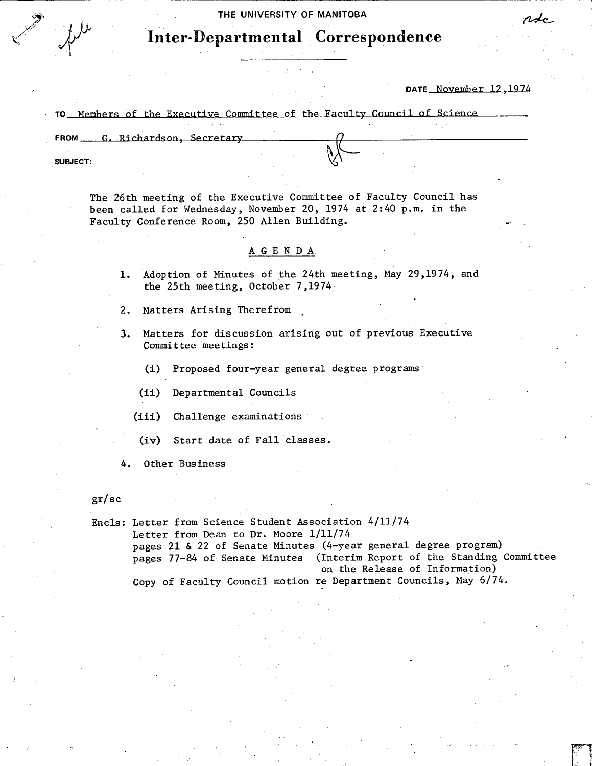THE UNIVERSITY OF MANITOBA

# Inter-Departmental Correspondence

DATE November 12,1974

TO Members of the Executive Committee of the Faculty Council of Science

FROM G. Richardson, Secretary

SUBJECT:

The 26th meeting of the Executive Committee of Faculty Council has been called for Wednesday, November 20, 1974 at 2:40 p.m. in the Faculty Conference Room, 250 Allen Building.

## AGENDA

1. Adoption of Minutes of the 24th meeting, May 29,1974, and the 25th meeting, October 7,1974
2. Matters Arising Therefrom
3. Matters for discussion arising out of previous Executive Committee meetings:
   - (i) Proposed four-year general degree programs
   - (ii) Departmental Councils
   - (iii) Challenge examinations
   - (iv) Start date of Fall classes.
4. Other Business

gr/sc

Encls: Letter from Science Student Association 4/11/74
Letter from Dean to Dr. Moore 1/11/74
pages 21 & 22 of Senate Minutes (4-year general degree program)
pages 77-84 of Senate Minutes (Interim Report of the Standing Committee on the Release of Information)
Copy of Faculty Council motion re Department Councils, May 6/74.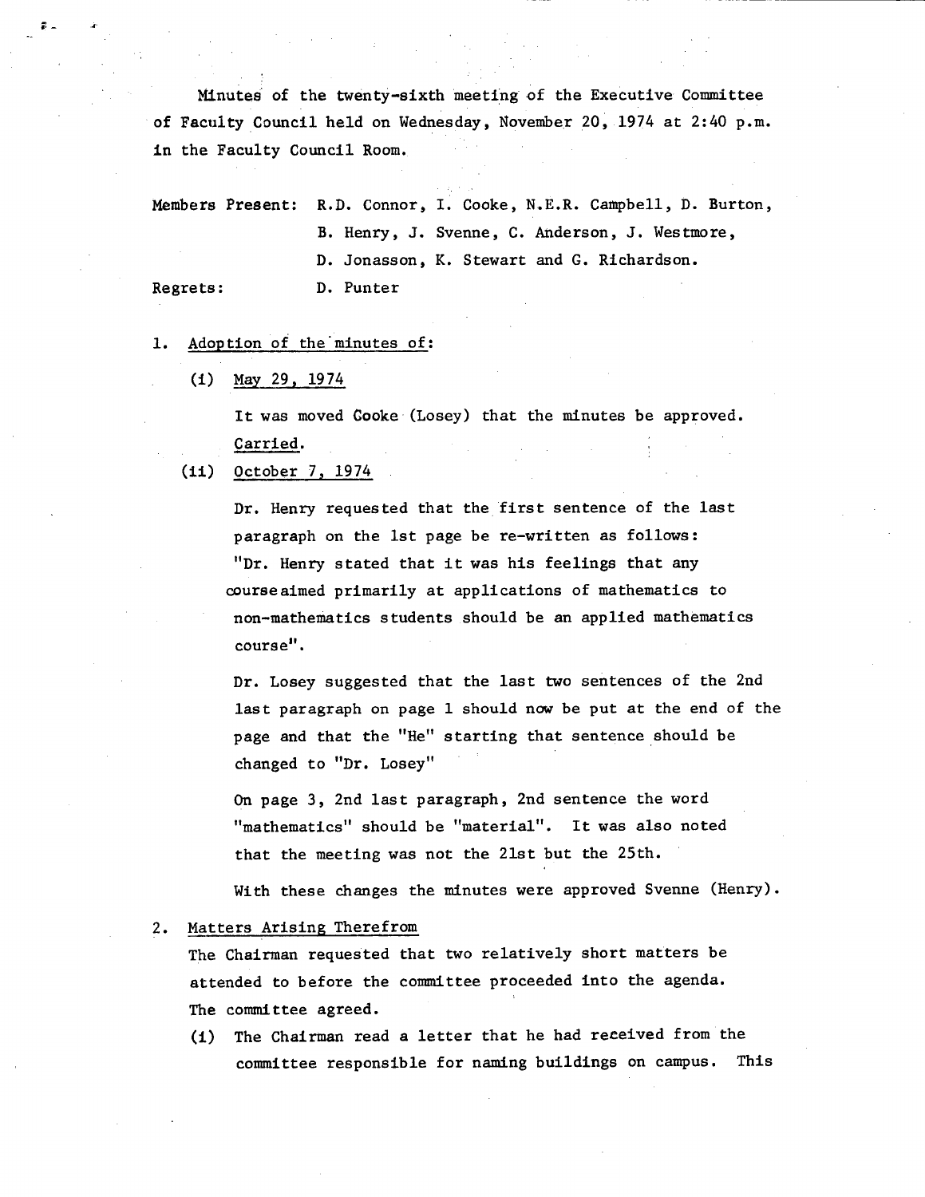Minutes of the twenty-sixth meeting of the Executive Committee of Faculty Council held on Wednesday, November 20, 1974 at 2:40 p.m. in the Faculty Council Room.

Members Present: R.D. Connor, I. Cooke, N.E.R. Campbell, D. Burton, B. Henry, J. Svenne, C. Anderson, J. Westmore, D. Jonasson, K. Stewart and G. Richardson.

Regrets: D. Punter

1. Adoption of the minutes of:

   (i) May 29, 1974

   It was moved Cooke (Losey) that the minutes be approved. Carried.

   (ii) October 7, 1974

   Dr. Henry requested that the first sentence of the last paragraph on the 1st page be re-written as follows: "Dr. Henry stated that it was his feelings that any course aimed primarily at applications of mathematics to non-mathematics students should be an applied mathematics course".

   Dr. Losey suggested that the last two sentences of the 2nd last paragraph on page 1 should now be put at the end of the page and that the "He" starting that sentence should be changed to "Dr. Losey"

   On page 3, 2nd last paragraph, 2nd sentence the word "mathematics" should be "material". It was also noted that the meeting was not the 21st but the 25th.

   With these changes the minutes were approved Svenne (Henry).

2. Matters Arising Therefrom

   The Chairman requested that two relatively short matters be attended to before the committee proceeded into the agenda. The committee agreed.

   (i) The Chairman read a letter that he had received from the committee responsible for naming buildings on campus. This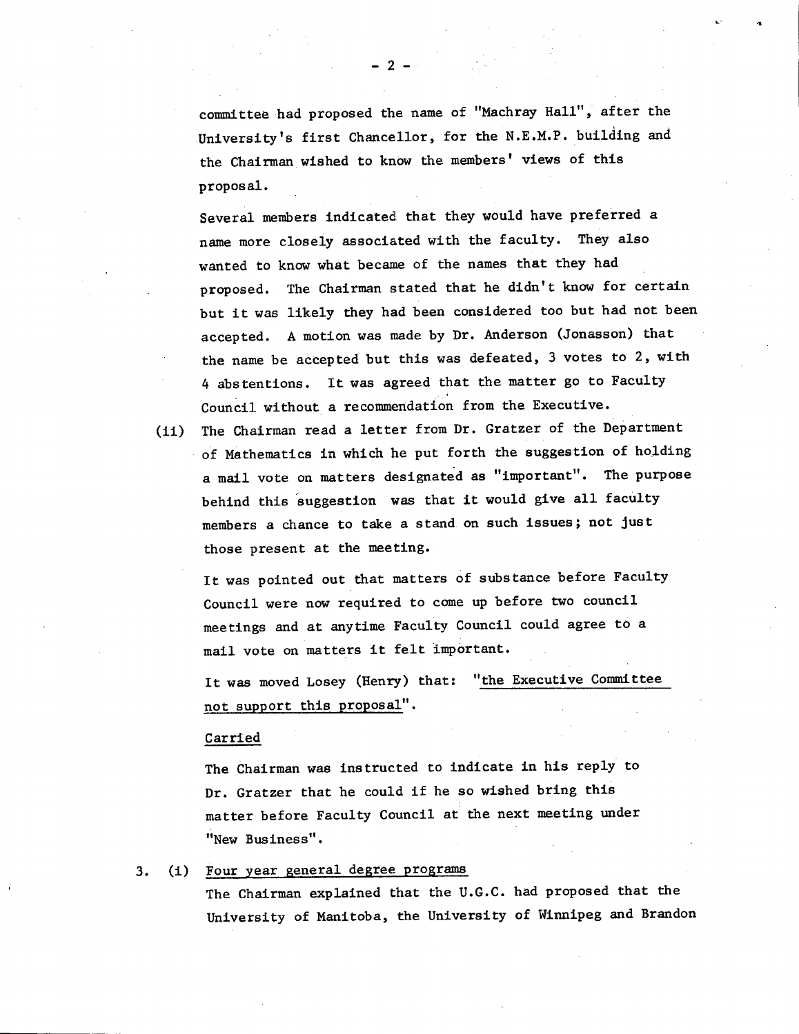committee had proposed the name of "Machray Hall", after the University's first Chancellor, for the N.E.M.P. building and the Chairman wished to know the members' views of this proposal.

Several members indicated that they would have preferred a name more closely associated with the faculty. They also wanted to know what became of the names that they had proposed. The Chairman stated that he didn't know for certain but it was likely they had been considered too but had not been accepted. A motion was made by Dr. Anderson (Jonasson) that the name be accepted but this was defeated, 3 votes to 2, with 4 abstentions. It was agreed that the matter go to Faculty Council without a recommendation from the Executive.

(ii) The Chairman read a letter from Dr. Gratzer of the Department of Mathematics in which he put forth the suggestion of holding a mail vote on matters designated as "important". The purpose behind this suggestion was that it would give all faculty members a chance to take a stand on such issues; not just those present at the meeting.

It was pointed out that matters of substance before Faculty Council were now required to come up before two council meetings and at anytime Faculty Council could agree to a mail vote on matters it felt important.

It was moved Losey (Henry) that: "<u>the Executive Committee not support this proposal</u>".

<u>Carried</u>

The Chairman was instructed to indicate in his reply to Dr. Gratzer that he could if he so wished bring this matter before Faculty Council at the next meeting under "New Business".

3. (i) <u>Four year general degree programs</u>

The Chairman explained that the U.G.C. had proposed that the University of Manitoba, the University of Winnipeg and Brandon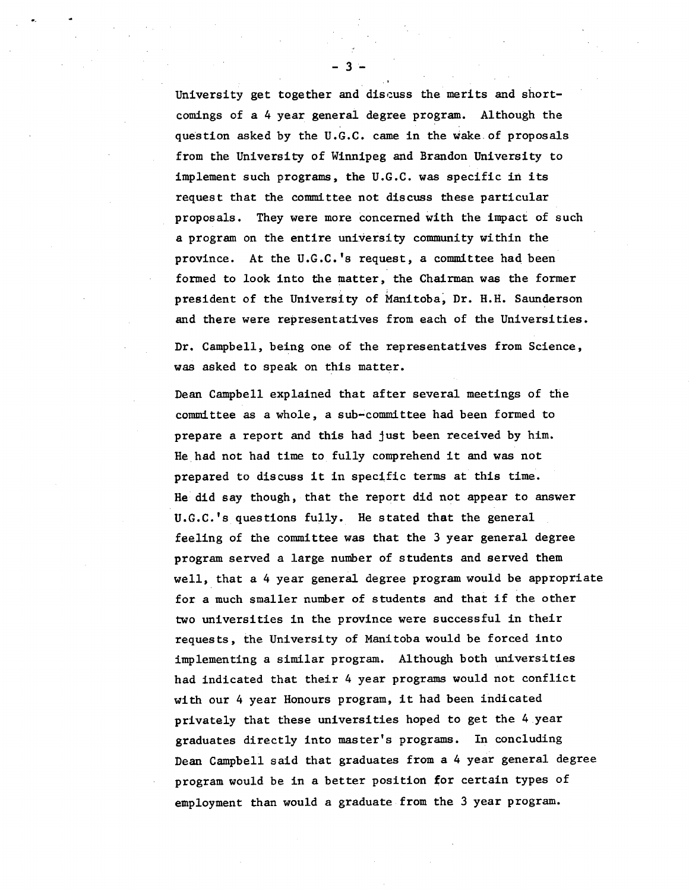University get together and discuss the merits and shortcomings of a 4 year general degree program. Although the question asked by the U.G.C. came in the wake of proposals from the University of Winnipeg and Brandon University to implement such programs, the U.G.C. was specific in its request that the committee not discuss these particular proposals. They were more concerned with the impact of such a program on the entire university community within the province. At the U.G.C.'s request, a committee had been formed to look into the matter, the Chairman was the former president of the University of Manitoba, Dr. H.H. Saunderson and there were representatives from each of the Universities.

Dr. Campbell, being one of the representatives from Science, was asked to speak on this matter.

Dean Campbell explained that after several meetings of the committee as a whole, a sub-committee had been formed to prepare a report and this had just been received by him. He had not had time to fully comprehend it and was not prepared to discuss it in specific terms at this time. He did say though, that the report did not appear to answer U.G.C.'s questions fully. He stated that the general feeling of the committee was that the 3 year general degree program served a large number of students and served them well, that a 4 year general degree program would be appropriate for a much smaller number of students and that if the other two universities in the province were successful in their requests, the University of Manitoba would be forced into implementing a similar program. Although both universities had indicated that their 4 year programs would not conflict with our 4 year Honours program, it had been indicated privately that these universities hoped to get the 4 year graduates directly into master's programs. In concluding Dean Campbell said that graduates from a 4 year general degree program would be in a better position for certain types of employment than would a graduate from the 3 year program.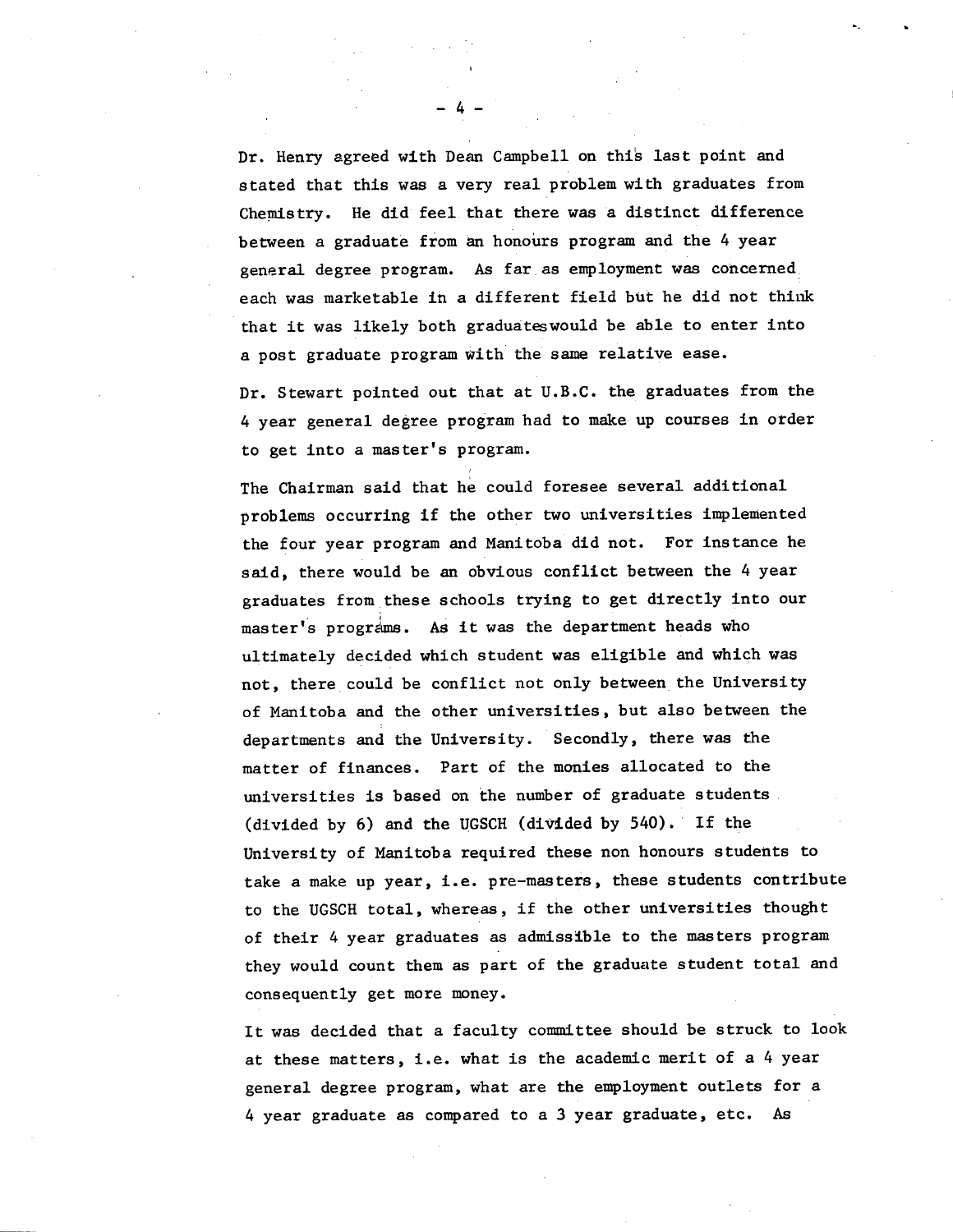Dr. Henry agreed with Dean Campbell on this last point and stated that this was a very real problem with graduates from Chemistry. He did feel that there was a distinct difference between a graduate from an honours program and the 4 year general degree program. As far as employment was concerned each was marketable in a different field but he did not think that it was likely both graduates would be able to enter into a post graduate program with the same relative ease.

Dr. Stewart pointed out that at U.B.C. the graduates from the 4 year general degree program had to make up courses in order to get into a master's program.

The Chairman said that he could foresee several additional problems occurring if the other two universities implemented the four year program and Manitoba did not. For instance he said, there would be an obvious conflict between the 4 year graduates from these schools trying to get directly into our master's programs. As it was the department heads who ultimately decided which student was eligible and which was not, there could be conflict not only between the University of Manitoba and the other universities, but also between the departments and the University. Secondly, there was the matter of finances. Part of the monies allocated to the universities is based on the number of graduate students (divided by 6) and the UGSCH (divided by 540). If the University of Manitoba required these non honours students to take a make up year, i.e. pre-masters, these students contribute to the UGSCH total, whereas, if the other universities thought of their 4 year graduates as admissible to the masters program they would count them as part of the graduate student total and consequently get more money.

It was decided that a faculty committee should be struck to look at these matters, i.e. what is the academic merit of a 4 year general degree program, what are the employment outlets for a 4 year graduate as compared to a 3 year graduate, etc. As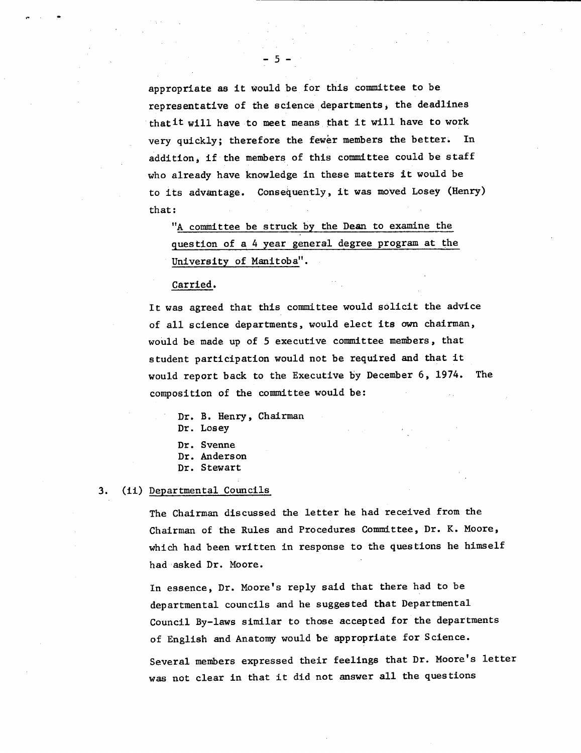appropriate as it would be for this committee to be representative of the science departments, the deadlines that it will have to meet means that it will have to work very quickly; therefore the fewer members the better. In addition, if the members of this committee could be staff who already have knowledge in these matters it would be to its advantage. Consequently, it was moved Losey (Henry) that:

> "<u>A committee be struck by the Dean to examine the question of a 4 year general degree program at the University of Manitoba</u>".
>
> <u>Carried</u>.

It was agreed that this committee would solicit the advice of all science departments, would elect its own chairman, would be made up of 5 executive committee members, that student participation would not be required and that it would report back to the Executive by December 6, 1974. The composition of the committee would be:

Dr. B. Henry, Chairman
Dr. Losey
Dr. Svenne
Dr. Anderson
Dr. Stewart

3. (ii) <u>Departmental Councils</u>

The Chairman discussed the letter he had received from the Chairman of the Rules and Procedures Committee, Dr. K. Moore, which had been written in response to the questions he himself had asked Dr. Moore.

In essence, Dr. Moore's reply said that there had to be departmental councils and he suggested that Departmental Council By-laws similar to those accepted for the departments of English and Anatomy would be appropriate for Science.

Several members expressed their feelings that Dr. Moore's letter was not clear in that it did not answer all the questions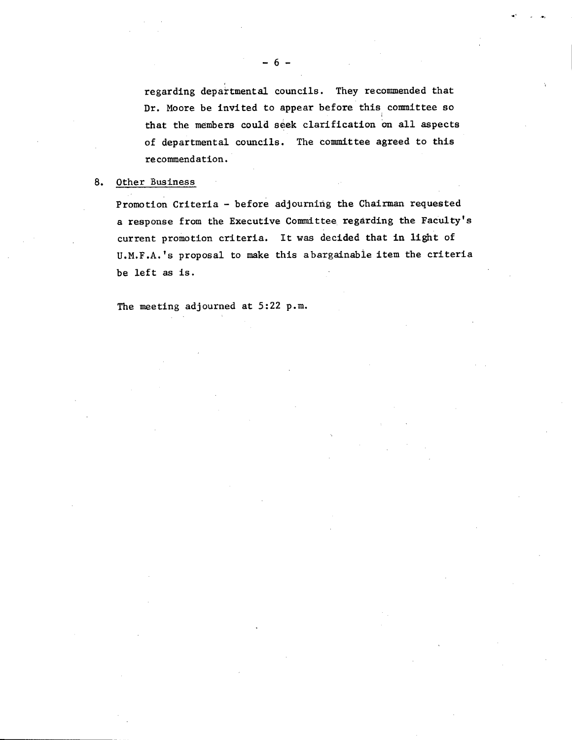regarding departmental councils. They recommended that Dr. Moore be invited to appear before this committee so that the members could seek clarification on all aspects of departmental councils. The committee agreed to this recommendation.

8. Other Business

Promotion Criteria - before adjourning the Chairman requested a response from the Executive Committee regarding the Faculty's current promotion criteria. It was decided that in light of U.M.F.A.'s proposal to make this abargainable item the criteria be left as is.

The meeting adjourned at 5:22 p.m.